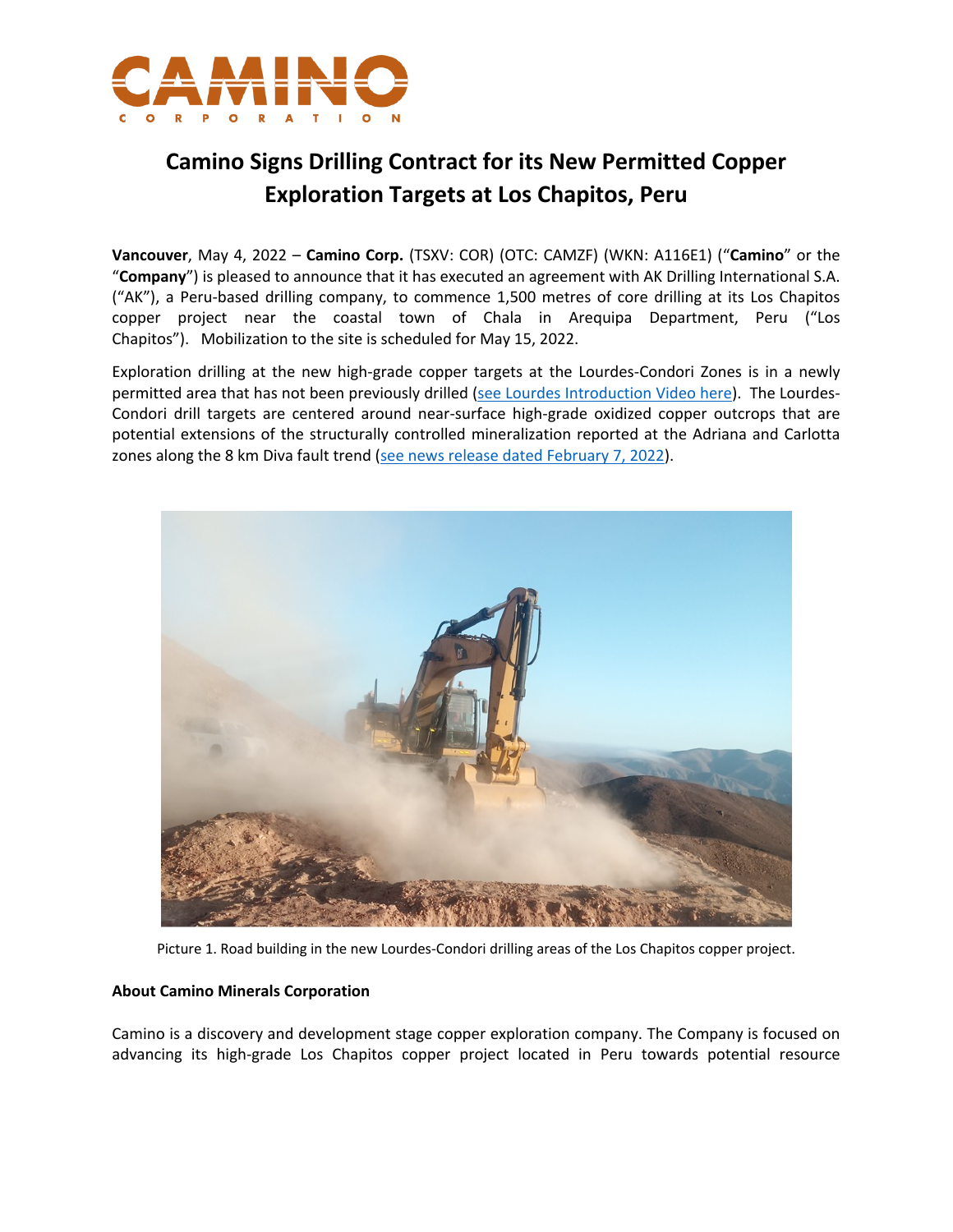# Camino Signs Drilling Contract for its New Permitted Copper Exploration Targets at Los Chapitos, Peru

**Vancouver**, May 4, 2022 – **Camino Corp.** (TSXV: COR) (OTC: CAMZF) (WKN: A116E1) ("**Camino**" or the "**Company**") is pleased to announce that it has executed an agreement with AK Drilling International S.A. ("AK"), a Peru-based drilling company, to commence 1,500 metres of core drilling at its Los Chapitos copper project near the coastal town of Chala in Arequipa Department, Peru ("Los Chapitos"). Mobilization to the site is scheduled for May 15, 2022.

Exploration drilling at the new high-grade copper targets at the Lourdes-Condori Zones is in a newly permitted area that has not been previously drilled (see Lourdes Introduction Video here). The Lourdes-Condori drill targets are centered around near-surface high-grade oxidized copper outcrops that are potential extensions of the structurally controlled mineralization reported at the Adriana and Carlotta zones along the 8 km Diva fault trend (see news release dated February 7, 2022).

Picture 1. Road building in the new Lourdes-Condori drilling areas of the Los Chapitos copper project.

**About Camino Minerals Corporation**

Camino is a discovery and development stage copper exploration company. The Company is focused on advancing its high-grade Los Chapitos copper project located in Peru towards potential resource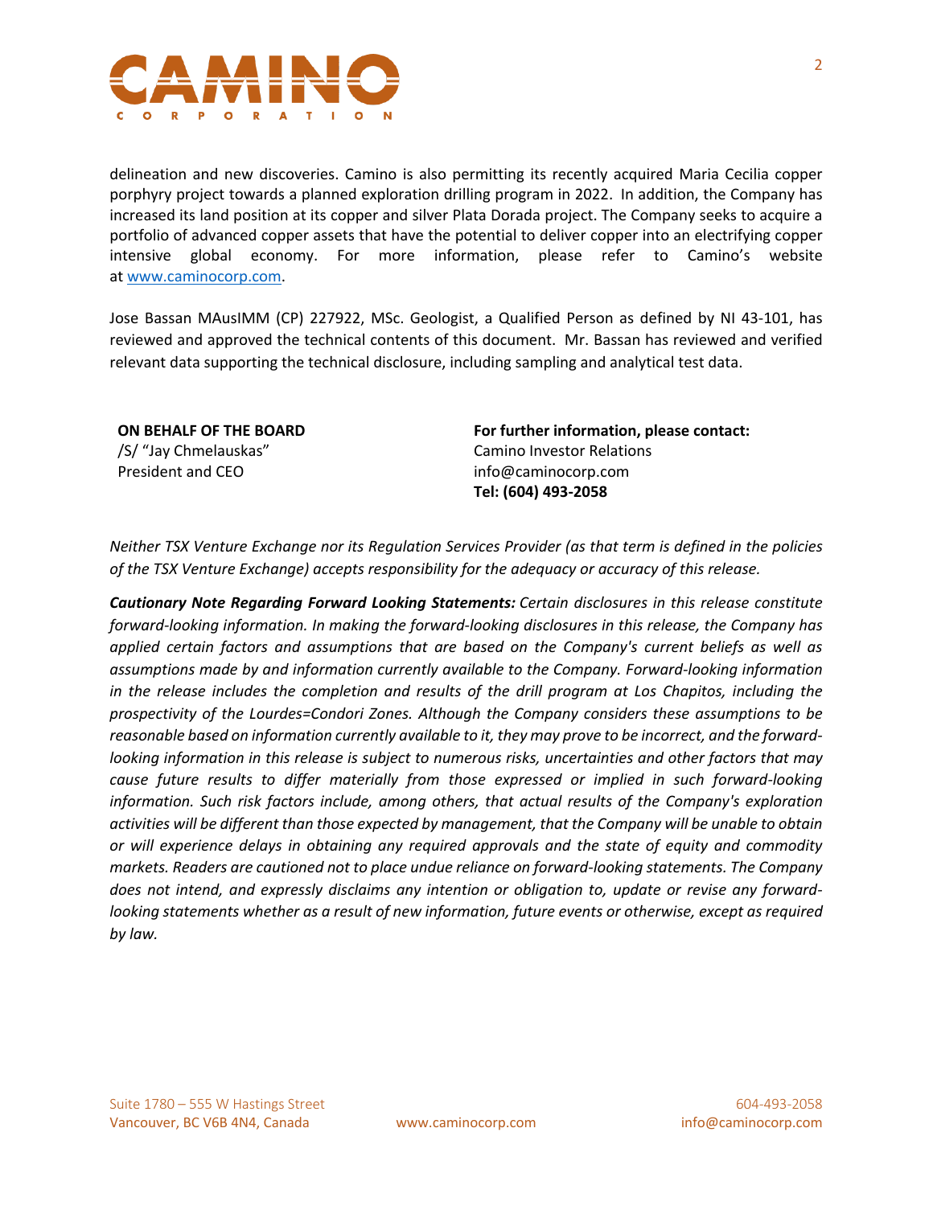delineation and new discoveries. Camino is also permitting its recently acquired Maria Cecilia copper porphyry project towards a planned exploration drilling program in 2022. In addition, the Company has increased its land position at its copper and silver Plata Dorada project. The Company seeks to acquire a portfolio of advanced copper assets that have the potential to deliver copper into an electrifying copper intensive global economy. For more information, please refer to Camino's website at [www.caminocorp.com](http://www.caminocorp.com).

Jose Bassan MAusIMM (CP) 227922, MSc. Geologist, a Qualified Person as defined by NI 43-101, has reviewed and approved the technical contents of this document. Mr. Bassan has reviewed and verified relevant data supporting the technical disclosure, including sampling and analytical test data.

**ON BEHALF OF THE BOARD**
/S/ "Jay Chmelauskas"
President and CEO

**For further information, please contact:**
Camino Investor Relations
info@caminocorp.com
**Tel: (604) 493-2058**

*Neither TSX Venture Exchange nor its Regulation Services Provider (as that term is defined in the policies of the TSX Venture Exchange) accepts responsibility for the adequacy or accuracy of this release.*

***Cautionary Note Regarding Forward Looking Statements:*** *Certain disclosures in this release constitute forward-looking information. In making the forward-looking disclosures in this release, the Company has applied certain factors and assumptions that are based on the Company's current beliefs as well as assumptions made by and information currently available to the Company. Forward-looking information in the release includes the completion and results of the drill program at Los Chapitos, including the prospectivity of the Lourdes=Condori Zones. Although the Company considers these assumptions to be reasonable based on information currently available to it, they may prove to be incorrect, and the forward-looking information in this release is subject to numerous risks, uncertainties and other factors that may cause future results to differ materially from those expressed or implied in such forward-looking information. Such risk factors include, among others, that actual results of the Company's exploration activities will be different than those expected by management, that the Company will be unable to obtain or will experience delays in obtaining any required approvals and the state of equity and commodity markets. Readers are cautioned not to place undue reliance on forward-looking statements. The Company does not intend, and expressly disclaims any intention or obligation to, update or revise any forward-looking statements whether as a result of new information, future events or otherwise, except as required by law.*